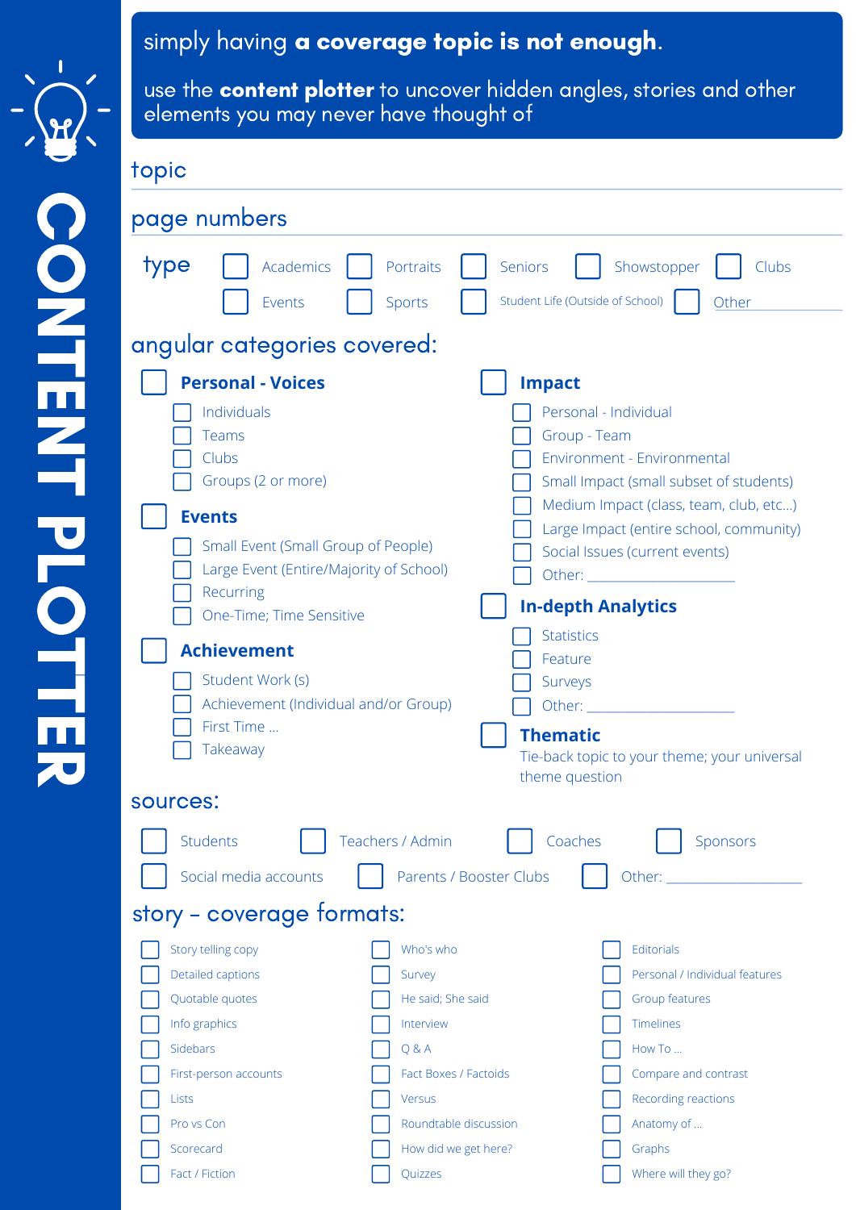# CONTENT PLOTTER

simply having **a coverage topic is not enough**.

use the **content plotter** to uncover hidden angles, stories and other elements you may never have thought of

topic

page numbers

## type

- [ ] Academics
- [ ] Portraits
- [ ] Seniors
- [ ] Showstopper
- [ ] Clubs
- [ ] Events
- [ ] Sports
- [ ] Student Life (Outside of School)
- [ ] Other ___________

## angular categories covered:

- [ ] **Personal - Voices**
  - [ ] Individuals
  - [ ] Teams
  - [ ] Clubs
  - [ ] Groups (2 or more)
- [ ] **Events**
  - [ ] Small Event (Small Group of People)
  - [ ] Large Event (Entire/Majority of School)
  - [ ] Recurring
  - [ ] One-Time; Time Sensitive
- [ ] **Achievement**
  - [ ] Student Work (s)
  - [ ] Achievement (Individual and/or Group)
  - [ ] First Time ...
  - [ ] Takeaway
- [ ] **Impact**
  - [ ] Personal - Individual
  - [ ] Group - Team
  - [ ] Environment - Environmental
  - [ ] Small Impact (small subset of students)
  - [ ] Medium Impact (class, team, club, etc...)
  - [ ] Large Impact (entire school, community)
  - [ ] Social Issues (current events)
  - [ ] Other: ___________________
- [ ] **In-depth Analytics**
  - [ ] Statistics
  - [ ] Feature
  - [ ] Surveys
  - [ ] Other: ___________________
- [ ] **Thematic**
  
  Tie-back topic to your theme; your universal theme question

## sources:

- [ ] Students
- [ ] Teachers / Admin
- [ ] Coaches
- [ ] Sponsors
- [ ] Social media accounts
- [ ] Parents / Booster Clubs
- [ ] Other: ___________________

## story – coverage formats:

- [ ] Story telling copy
- [ ] Detailed captions
- [ ] Quotable quotes
- [ ] Info graphics
- [ ] Sidebars
- [ ] First-person accounts
- [ ] Lists
- [ ] Pro vs Con
- [ ] Scorecard
- [ ] Fact / Fiction
- [ ] Who's who
- [ ] Survey
- [ ] He said; She said
- [ ] Interview
- [ ] Q & A
- [ ] Fact Boxes / Factoids
- [ ] Versus
- [ ] Roundtable discussion
- [ ] How did we get here?
- [ ] Quizzes
- [ ] Editorials
- [ ] Personal / Individual features
- [ ] Group features
- [ ] Timelines
- [ ] How To ...
- [ ] Compare and contrast
- [ ] Recording reactions
- [ ] Anatomy of ...
- [ ] Graphs
- [ ] Where will they go?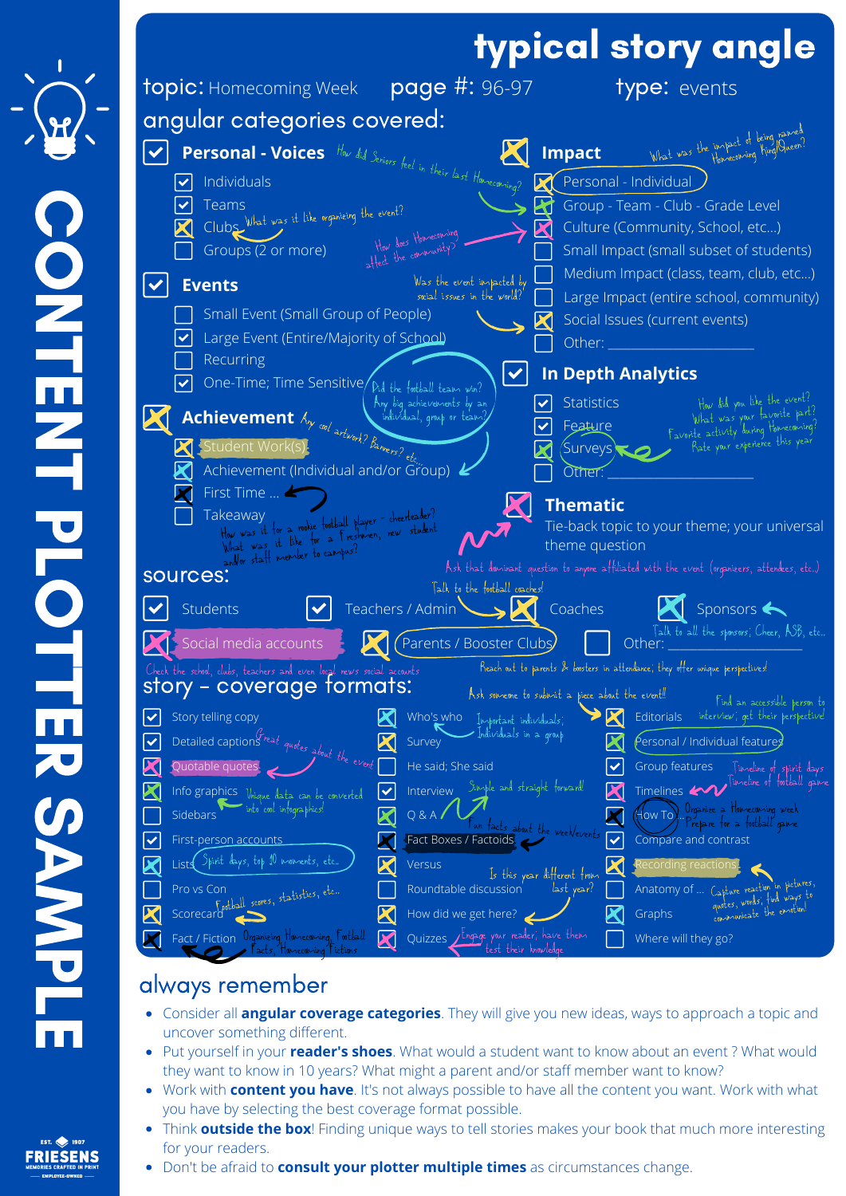# CONTENT PLOTTER SAMPLE

## typical story angle

**topic:** Homecoming Week **page #:** 96-97 **type:** events

### angular categories covered:

**[x] Personal - Voices** — *How did Seniors feel in their last Homecoming?*

- [x] Individuals
- [x] Teams
- [x] Clubs — *What was it like organizing the event?*
- [ ] Groups (2 or more)

*How does Homecoming affect the community?*

**[x] Events** — *Was the event impacted by social issues in the world?*

- [ ] Small Event (Small Group of People)
- [x] Large Event (Entire/Majority of School)
- [ ] Recurring
- [x] One-Time; Time Sensitive

*Did the football team win? Any big achievements by an individual, group or team?*

**[x] Achievement** — *Any cool artwork? Banners? etc...*

- [x] Student Work(s)
- [x] Achievement (Individual and/or Group)
- [x] First Time ...
- [ ] Takeaway

*How was it for a rookie football player - cheerleader? What was it like for a Freshmen, new student and/or staff member to campus?*

**[x] Impact** — *What was the impact of being named Homecoming King/Queen?*

- [x] Personal - Individual
- [x] Group - Team - Club - Grade Level
- [x] Culture (Community, School, etc...)
- [ ] Small Impact (small subset of students)
- [ ] Medium Impact (class, team, club, etc...)
- [ ] Large Impact (entire school, community)
- [x] Social Issues (current events)
- [ ] Other: ____________

**[x] In Depth Analytics**

- [x] Statistics
- [x] Feature
- [x] Surveys
- [ ] Other: ____________

*How did you like the event? What was your favorite part? Favorite activity during Homecoming? Rate your experience this year*

**[x] Thematic**
Tie-back topic to your theme; your universal theme question

*Ask that dominant question to anyone affiliated with the event (organizers, attendees, etc...)*

### sources:

- [x] Students
- [x] Teachers / Admin — *Talk to the football coaches!*
- [x] Coaches
- [x] Sponsors — *Talk to all the sponsors; Cheer, ASB, etc...*
- [x] Social media accounts — *Check the school, clubs, teachers and even local news social accounts*
- [x] Parents / Booster Clubs — *Reach out to parents & boosters in attendance; they offer unique perspective!*
- [ ] Other: ____________

### story - coverage formats:

- [x] Story telling copy
- [x] Detailed captions — *Great quotes about the event*
- [x] Quotable quotes
- [x] Info graphics — *Unique data can be converted into cool infographics!*
- [ ] Sidebars
- [x] First-person accounts
- [x] Lists — *Spirit days, top 10 moments, etc...*
- [ ] Pro vs Con
- [x] Scorecard — *Football scores, statistics, etc...*
- [x] Fact / Fiction — *Organizing Homecoming, Football Facts, Homecoming Fictions*
- [x] Who's who — *Important individuals; Individuals in a group*
- [x] Survey
- [ ] He said; She said
- [x] Interview — *Simple and straight forward!*
- [x] Q & A
- [x] Fact Boxes / Factoids — *Fun facts about the week/events*
- [x] Versus — *Is this year different from last year?*
- [ ] Roundtable discussion
- [x] How did we get here?
- [x] Quizzes — *Engage your reader; have them test their knowledge*
- [x] Editorials — *Ask someone to submit a piece about the event!* *Find an accessible person to interview; get their perspective*
- [x] Personal / Individual features
- [x] Group features
- [x] Timelines — *Timeline of spirit days; Timeline of football game*
- [x] How To — *Organize a Homecoming week; Prepare for a football game*
- [x] Compare and contrast
- [x] Recording reactions — *Capture reaction in pictures, quotes, words; find ways to communicate the emotion!*
- [ ] Anatomy of ...
- [x] Graphs
- [ ] Where will they go?

## always remember

- Consider all **angular coverage categories**. They will give you new ideas, ways to approach a topic and uncover something different.
- Put yourself in your **reader's shoes**. What would a student want to know about an event ? What would they want to know in 10 years? What might a parent and/or staff member want to know?
- Work with **content you have**. It's not always possible to have all the content you want. Work with what you have by selecting the best coverage format possible.
- Think **outside the box**! Finding unique ways to tell stories makes your book that much more interesting for your readers.
- Don't be afraid to **consult your plotter multiple times** as circumstances change.

EST. 1907 FRIESENS — MEMORIES CRAFTED IN PRINT — EMPLOYEE-OWNED